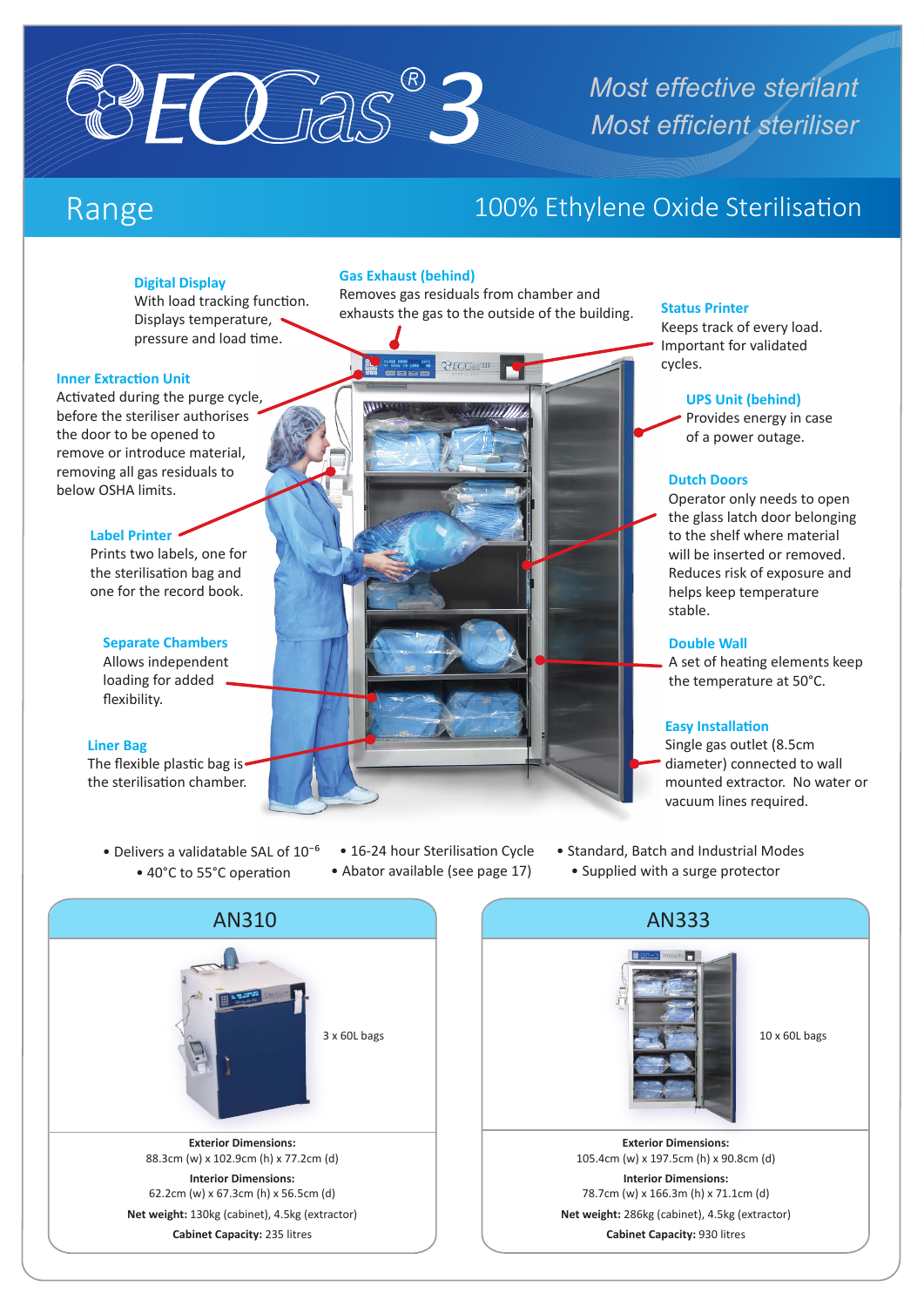# EOGas® 3

*Most effective sterilant*
*Most efficient steriliser*

## Range

## 100% Ethylene Oxide Sterilisation

**Digital Display**
With load tracking function. Displays temperature, pressure and load time.

**Gas Exhaust (behind)**
Removes gas residuals from chamber and exhausts the gas to the outside of the building.

**Status Printer**
Keeps track of every load. Important for validated cycles.

**Inner Extraction Unit**
Activated during the purge cycle, before the steriliser authorises the door to be opened to remove or introduce material, removing all gas residuals to below OSHA limits.

**UPS Unit (behind)**
Provides energy in case of a power outage.

**Dutch Doors**
Operator only needs to open the glass latch door belonging to the shelf where material will be inserted or removed. Reduces risk of exposure and helps keep temperature stable.

**Label Printer**
Prints two labels, one for the sterilisation bag and one for the record book.

**Double Wall**
A set of heating elements keep the temperature at 50°C.

**Separate Chambers**
Allows independent loading for added flexibility.

**Easy Installation**
Single gas outlet (8.5cm diameter) connected to wall mounted extractor. No water or vacuum lines required.

**Liner Bag**
The flexible plastic bag is the sterilisation chamber.

- Delivers a validatable SAL of $10^{-6}$
- 40°C to 55°C operation
- 16-24 hour Sterilisation Cycle
- Abator available (see page 17)
- Standard, Batch and Industrial Modes
- Supplied with a surge protector

### AN310

3 x 60L bags

**Exterior Dimensions:**
88.3cm (w) x 102.9cm (h) x 77.2cm (d)

**Interior Dimensions:**
62.2cm (w) x 67.3cm (h) x 56.5cm (d)

**Net weight:** 130kg (cabinet), 4.5kg (extractor)

**Cabinet Capacity:** 235 litres

### AN333

10 x 60L bags

**Exterior Dimensions:**
105.4cm (w) x 197.5cm (h) x 90.8cm (d)

**Interior Dimensions:**
78.7cm (w) x 166.3m (h) x 71.1cm (d)

**Net weight:** 286kg (cabinet), 4.5kg (extractor)

**Cabinet Capacity:** 930 litres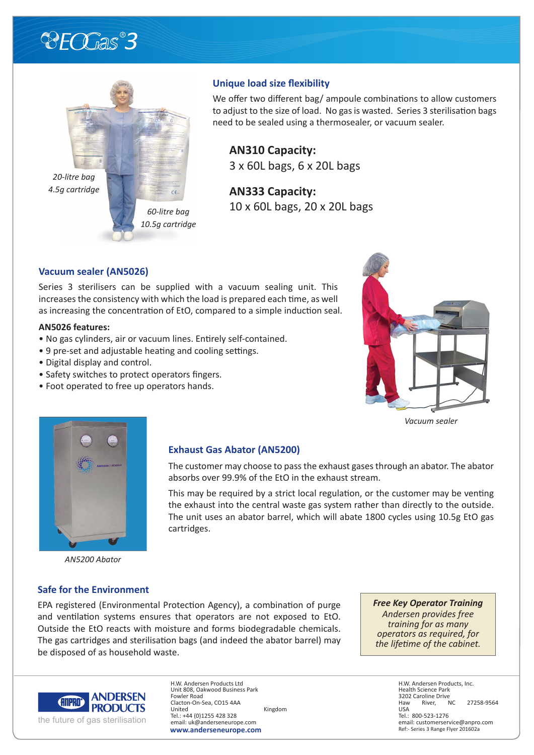# EOGas® 3

20-litre bag
4.5g cartridge

60-litre bag
10.5g cartridge

## Unique load size flexibility

We offer two different bag/ ampoule combinations to allow customers to adjust to the size of load. No gas is wasted. Series 3 sterilisation bags need to be sealed using a thermosealer, or vacuum sealer.

**AN310 Capacity:**
3 x 60L bags, 6 x 20L bags

**AN333 Capacity:**
10 x 60L bags, 20 x 20L bags

## Vacuum sealer (AN5026)

Series 3 sterilisers can be supplied with a vacuum sealing unit. This increases the consistency with which the load is prepared each time, as well as increasing the concentration of EtO, compared to a simple induction seal.

**AN5026 features:**

- No gas cylinders, air or vacuum lines. Entirely self-contained.
- 9 pre-set and adjustable heating and cooling settings.
- Digital display and control.
- Safety switches to protect operators fingers.
- Foot operated to free up operators hands.

*Vacuum sealer*

## Exhaust Gas Abator (AN5200)

The customer may choose to pass the exhaust gases through an abator. The abator absorbs over 99.9% of the EtO in the exhaust stream.

This may be required by a strict local regulation, or the customer may be venting the exhaust into the central waste gas system rather than directly to the outside. The unit uses an abator barrel, which will abate 1800 cycles using 10.5g EtO gas cartridges.

*AN5200 Abator*

## Safe for the Environment

EPA registered (Environmental Protection Agency), a combination of purge and ventilation systems ensures that operators are not exposed to EtO. Outside the EtO reacts with moisture and forms biodegradable chemicals. The gas cartridges and sterilisation bags (and indeed the abator barrel) may be disposed of as household waste.

***Free Key Operator Training***
*Andersen provides free training for as many operators as required, for the lifetime of the cabinet.*

ANDERSEN PRODUCTS
the future of gas sterilisation

H.W. Andersen Products Ltd
Unit 808, Oakwood Business Park
Fowler Road
Clacton-On-Sea, CO15 4AA
United Kingdom
Tel.: +44 (0)1255 428 328
email: uk@anderseneurope.com
**www.anderseneurope.com**

H.W. Andersen Products, Inc.
Health Science Park
3202 Caroline Drive
Haw River, NC 27258-9564
USA
Tel.: 800-523-1276
email: customerservice@anpro.com
Ref:- Series 3 Range Flyer 201602a